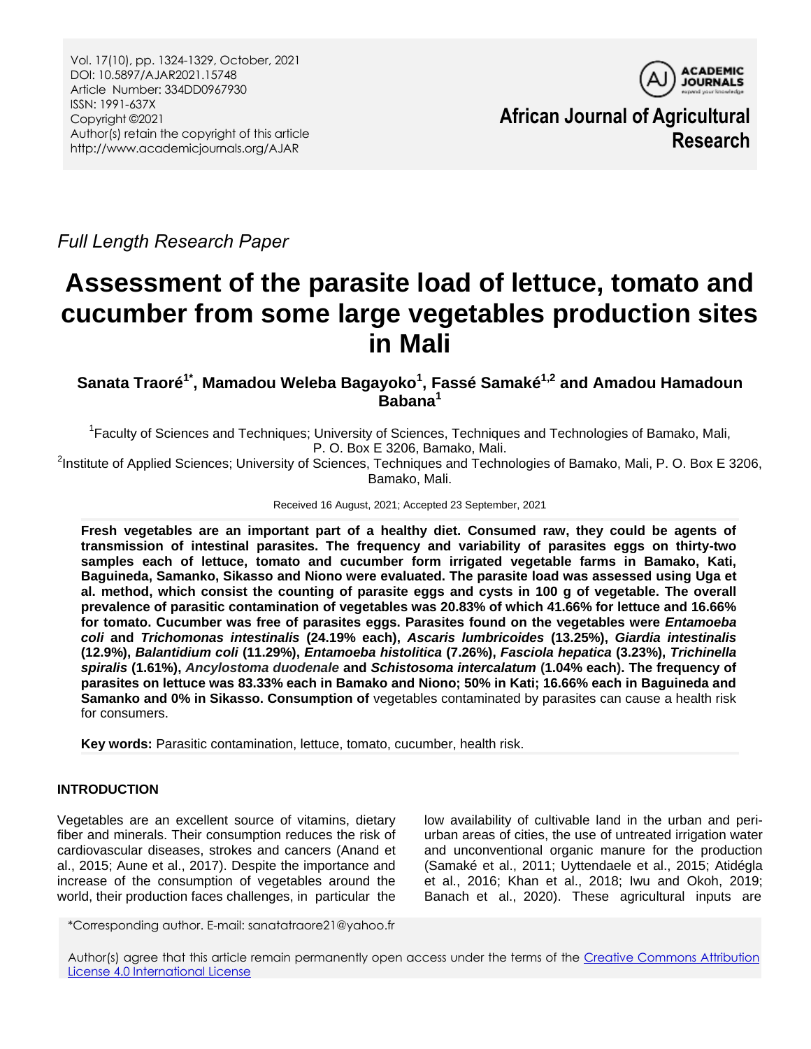*Full Length Research Paper*

# Assessment of the parasite load of lettuce, tomato and cucumber from some large vegetables production sites in Mali

**Sanata Traoré[1*], Mamadou Weleba Bagayoko[1], Fassé Samaké[1,2] and Amadou Hamadoun Babana[1]**

[1]Faculty of Sciences and Techniques; University of Sciences, Techniques and Technologies of Bamako, Mali, P. O. Box E 3206, Bamako, Mali.

[2]Institute of Applied Sciences; University of Sciences, Techniques and Technologies of Bamako, Mali, P. O. Box E 3206, Bamako, Mali.

Received 16 August, 2021; Accepted 23 September, 2021

**Fresh vegetables are an important part of a healthy diet. Consumed raw, they could be agents of transmission of intestinal parasites. The frequency and variability of parasites eggs on thirty-two samples each of lettuce, tomato and cucumber form irrigated vegetable farms in Bamako, Kati, Baguineda, Samanko, Sikasso and Niono were evaluated. The parasite load was assessed using Uga et al. method, which consist the counting of parasite eggs and cysts in 100 g of vegetable. The overall prevalence of parasitic contamination of vegetables was 20.83% of which 41.66% for lettuce and 16.66% for tomato. Cucumber was free of parasites eggs. Parasites found on the vegetables were *Entamoeba coli* and *Trichomonas intestinalis* (24.19% each), *Ascaris lumbricoides* (13.25%), *Giardia intestinalis* (12.9%), *Balantidium coli* (11.29%), *Entamoeba histolitica* (7.26%), *Fasciola hepatica* (3.23%), *Trichinella spiralis* (1.61%), *Ancylostoma duodenale* and *Schistosoma intercalatum* (1.04% each). The frequency of parasites on lettuce was 83.33% each in Bamako and Niono; 50% in Kati; 16.66% each in Baguineda and Samanko and 0% in Sikasso. Consumption of** vegetables contaminated by parasites can cause a health risk for consumers.

**Key words:** Parasitic contamination, lettuce, tomato, cucumber, health risk.

## INTRODUCTION

Vegetables are an excellent source of vitamins, dietary fiber and minerals. Their consumption reduces the risk of cardiovascular diseases, strokes and cancers (Anand et al., 2015; Aune et al., 2017). Despite the importance and increase of the consumption of vegetables around the world, their production faces challenges, in particular the low availability of cultivable land in the urban and peri-urban areas of cities, the use of untreated irrigation water and unconventional organic manure for the production (Samaké et al., 2011; Uyttendaele et al., 2015; Atidégla et al., 2016; Khan et al., 2018; Iwu and Okoh, 2019; Banach et al., 2020). These agricultural inputs are

*Corresponding author. E-mail: sanatatraore21@yahoo.fr

Author(s) agree that this article remain permanently open access under the terms of the Creative Commons Attribution License 4.0 International License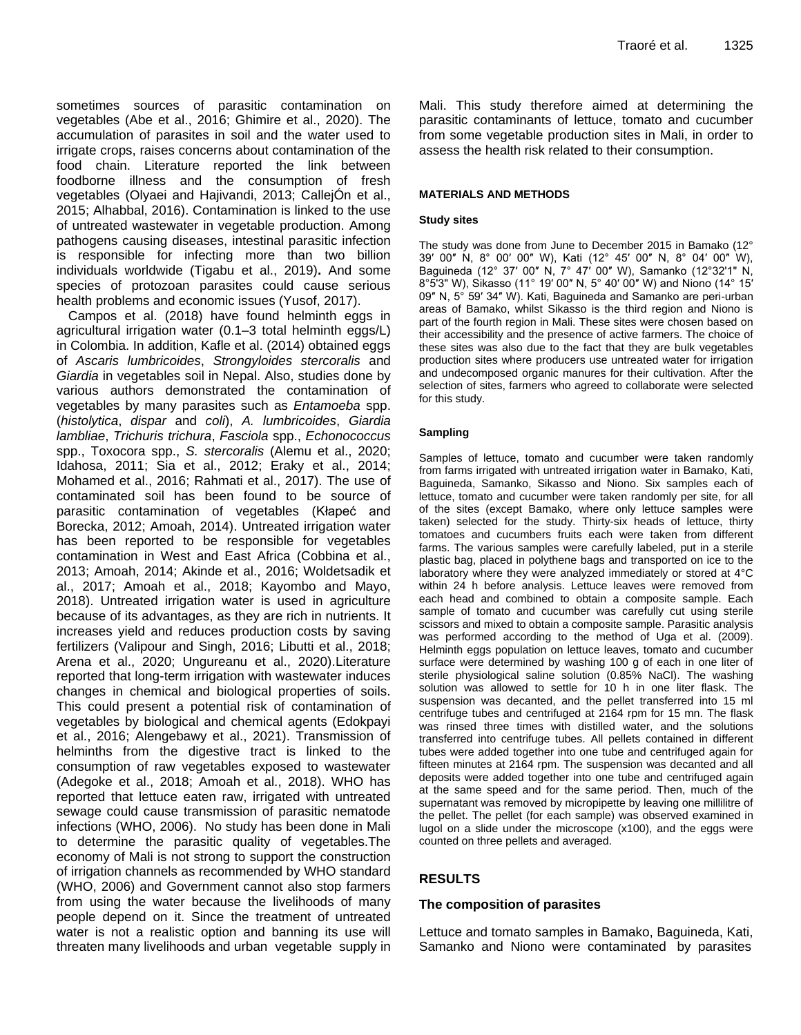sometimes sources of parasitic contamination on vegetables (Abe et al., 2016; Ghimire et al., 2020). The accumulation of parasites in soil and the water used to irrigate crops, raises concerns about contamination of the food chain. Literature reported the link between foodborne illness and the consumption of fresh vegetables (Olyaei and Hajivandi, 2013; CallejÓn et al., 2015; Alhabbal, 2016). Contamination is linked to the use of untreated wastewater in vegetable production. Among pathogens causing diseases, intestinal parasitic infection is responsible for infecting more than two billion individuals worldwide (Tigabu et al., 2019). And some species of protozoan parasites could cause serious health problems and economic issues (Yusof, 2017).

Campos et al. (2018) have found helminth eggs in agricultural irrigation water (0.1–3 total helminth eggs/L) in Colombia. In addition, Kafle et al. (2014) obtained eggs of *Ascaris lumbricoides*, *Strongyloides stercoralis* and *Giardia* in vegetables soil in Nepal. Also, studies done by various authors demonstrated the contamination of vegetables by many parasites such as *Entamoeba* spp. (*histolytica*, *dispar* and *coli*), *A. lumbricoides*, *Giardia lambliae*, *Trichuris trichura*, *Fasciola* spp., *Echonococcus* spp., Toxocora spp., *S. stercoralis* (Alemu et al., 2020; Idahosa, 2011; Sia et al., 2012; Eraky et al., 2014; Mohamed et al., 2016; Rahmati et al., 2017). The use of contaminated soil has been found to be source of parasitic contamination of vegetables (Kłapeć and Borecka, 2012; Amoah, 2014). Untreated irrigation water has been reported to be responsible for vegetables contamination in West and East Africa (Cobbina et al., 2013; Amoah, 2014; Akinde et al., 2016; Woldetsadik et al., 2017; Amoah et al., 2018; Kayombo and Mayo, 2018). Untreated irrigation water is used in agriculture because of its advantages, as they are rich in nutrients. It increases yield and reduces production costs by saving fertilizers (Valipour and Singh, 2016; Libutti et al., 2018; Arena et al., 2020; Ungureanu et al., 2020).Literature reported that long-term irrigation with wastewater induces changes in chemical and biological properties of soils. This could present a potential risk of contamination of vegetables by biological and chemical agents (Edokpayi et al., 2016; Alengebawy et al., 2021). Transmission of helminths from the digestive tract is linked to the consumption of raw vegetables exposed to wastewater (Adegoke et al., 2018; Amoah et al., 2018). WHO has reported that lettuce eaten raw, irrigated with untreated sewage could cause transmission of parasitic nematode infections (WHO, 2006). No study has been done in Mali to determine the parasitic quality of vegetables.The economy of Mali is not strong to support the construction of irrigation channels as recommended by WHO standard (WHO, 2006) and Government cannot also stop farmers from using the water because the livelihoods of many people depend on it. Since the treatment of untreated water is not a realistic option and banning its use will threaten many livelihoods and urban vegetable supply in Mali. This study therefore aimed at determining the parasitic contaminants of lettuce, tomato and cucumber from some vegetable production sites in Mali, in order to assess the health risk related to their consumption.

## MATERIALS AND METHODS

### Study sites

The study was done from June to December 2015 in Bamako (12° 39′ 00″ N, 8° 00′ 00″ W), Kati (12° 45′ 00″ N, 8° 04′ 00″ W), Baguineda (12° 37′ 00″ N, 7° 47′ 00″ W), Samanko (12°32'1" N, 8°5'3" W), Sikasso (11° 19′ 00″ N, 5° 40′ 00″ W) and Niono (14° 15′ 09″ N, 5° 59′ 34″ W). Kati, Baguineda and Samanko are peri-urban areas of Bamako, whilst Sikasso is the third region and Niono is part of the fourth region in Mali. These sites were chosen based on their accessibility and the presence of active farmers. The choice of these sites was also due to the fact that they are bulk vegetables production sites where producers use untreated water for irrigation and undecomposed organic manures for their cultivation. After the selection of sites, farmers who agreed to collaborate were selected for this study.

### Sampling

Samples of lettuce, tomato and cucumber were taken randomly from farms irrigated with untreated irrigation water in Bamako, Kati, Baguineda, Samanko, Sikasso and Niono. Six samples each of lettuce, tomato and cucumber were taken randomly per site, for all of the sites (except Bamako, where only lettuce samples were taken) selected for the study. Thirty-six heads of lettuce, thirty tomatoes and cucumbers fruits each were taken from different farms. The various samples were carefully labeled, put in a sterile plastic bag, placed in polythene bags and transported on ice to the laboratory where they were analyzed immediately or stored at 4°C within 24 h before analysis. Lettuce leaves were removed from each head and combined to obtain a composite sample. Each sample of tomato and cucumber was carefully cut using sterile scissors and mixed to obtain a composite sample. Parasitic analysis was performed according to the method of Uga et al. (2009). Helminth eggs population on lettuce leaves, tomato and cucumber surface were determined by washing 100 g of each in one liter of sterile physiological saline solution (0.85% NaCl). The washing solution was allowed to settle for 10 h in one liter flask. The suspension was decanted, and the pellet transferred into 15 ml centrifuge tubes and centrifuged at 2164 rpm for 15 mn. The flask was rinsed three times with distilled water, and the solutions transferred into centrifuge tubes. All pellets contained in different tubes were added together into one tube and centrifuged again for fifteen minutes at 2164 rpm. The suspension was decanted and all deposits were added together into one tube and centrifuged again at the same speed and for the same period. Then, much of the supernatant was removed by micropipette by leaving one millilitre of the pellet. The pellet (for each sample) was observed examined in lugol on a slide under the microscope (x100), and the eggs were counted on three pellets and averaged.

## RESULTS

### The composition of parasites

Lettuce and tomato samples in Bamako, Baguineda, Kati, Samanko and Niono were contaminated by parasites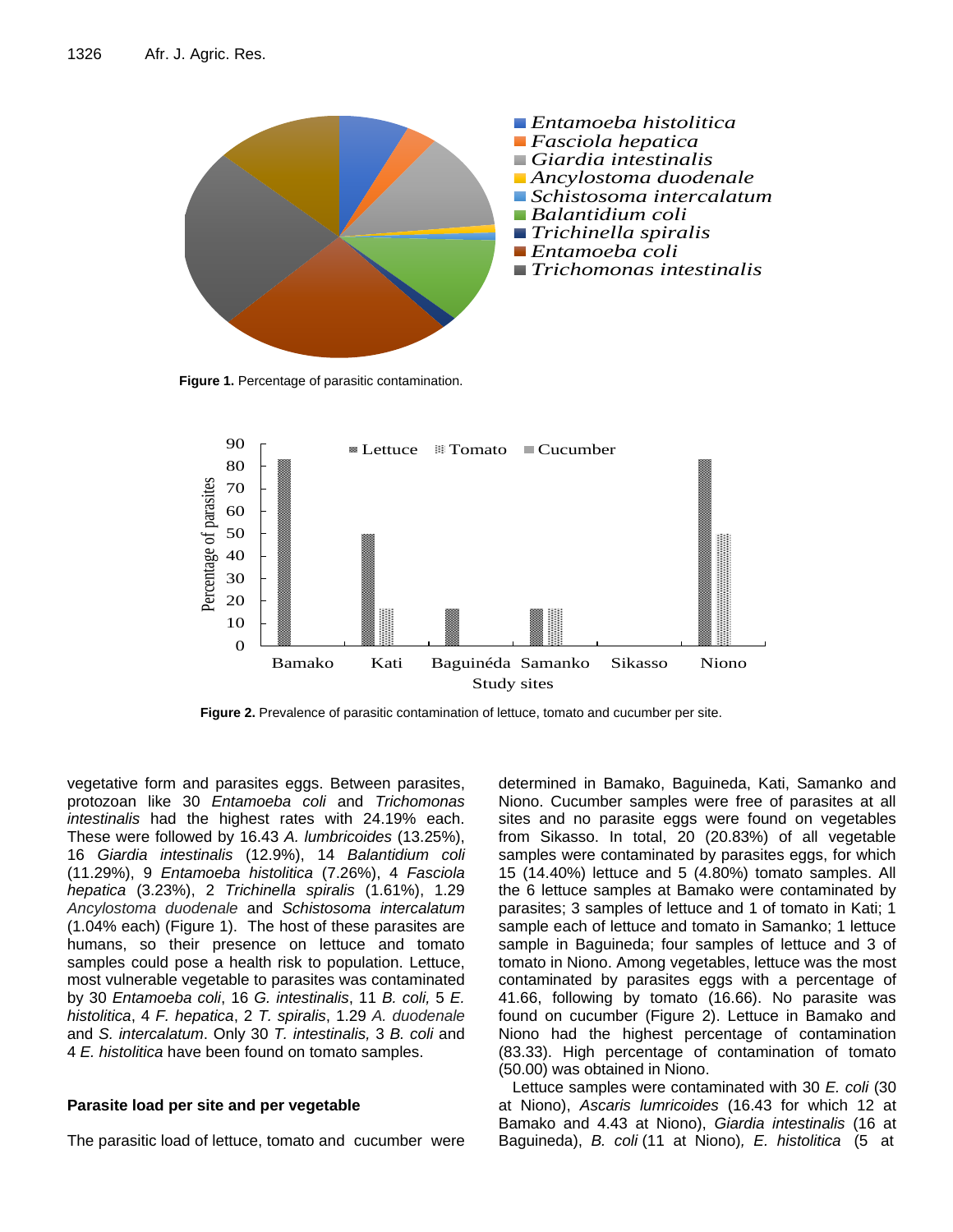Figure 1. Percentage of parasitic contamination.

Figure 2. Prevalence of parasitic contamination of lettuce, tomato and cucumber per site.

vegetative form and parasites eggs. Between parasites, protozoan like 30 *Entamoeba coli* and *Trichomonas intestinalis* had the highest rates with 24.19% each. These were followed by 16.43 *A. lumbricoides* (13.25%), 16 *Giardia intestinalis* (12.9%), 14 *Balantidium coli* (11.29%), 9 *Entamoeba histolitica* (7.26%), 4 *Fasciola hepatica* (3.23%), 2 *Trichinella spiralis* (1.61%), 1.29 *Ancylostoma duodenale* and *Schistosoma intercalatum* (1.04% each) (Figure 1). The host of these parasites are humans, so their presence on lettuce and tomato samples could pose a health risk to population. Lettuce, most vulnerable vegetable to parasites was contaminated by 30 *Entamoeba coli*, 16 *G. intestinalis*, 11 *B. coli,* 5 *E. histolitica*, 4 *F. hepatica*, 2 *T. spiralis*, 1.29 *A. duodenale* and *S. intercalatum*. Only 30 *T. intestinalis,* 3 *B. coli* and 4 *E. histolitica* have been found on tomato samples.

## Parasite load per site and per vegetable

The parasitic load of lettuce, tomato and cucumber were determined in Bamako, Baguineda, Kati, Samanko and Niono. Cucumber samples were free of parasites at all sites and no parasite eggs were found on vegetables from Sikasso. In total, 20 (20.83%) of all vegetable samples were contaminated by parasites eggs, for which 15 (14.40%) lettuce and 5 (4.80%) tomato samples. All the 6 lettuce samples at Bamako were contaminated by parasites; 3 samples of lettuce and 1 of tomato in Kati; 1 sample each of lettuce and tomato in Samanko; 1 lettuce sample in Baguineda; four samples of lettuce and 3 of tomato in Niono. Among vegetables, lettuce was the most contaminated by parasites eggs with a percentage of 41.66, following by tomato (16.66). No parasite was found on cucumber (Figure 2). Lettuce in Bamako and Niono had the highest percentage of contamination (83.33). High percentage of contamination of tomato (50.00) was obtained in Niono.

Lettuce samples were contaminated with 30 *E. coli* (30 at Niono), *Ascaris lumricoides* (16.43 for which 12 at Bamako and 4.43 at Niono), *Giardia intestinalis* (16 at Baguineda), *B. coli* (11 at Niono)*, E. histolitica* (5 at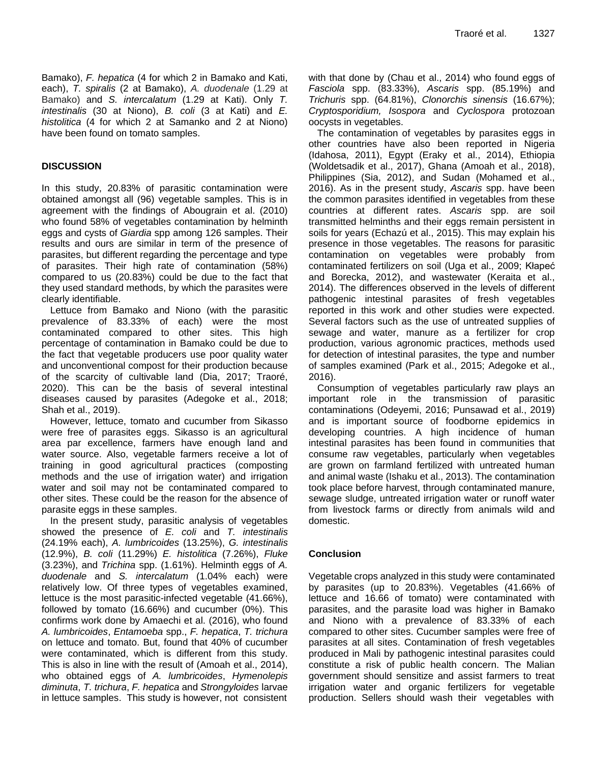Bamako), *F. hepatica* (4 for which 2 in Bamako and Kati, each), *T. spiralis* (2 at Bamako), *A. duodenale* (1.29 at Bamako) and *S. intercalatum* (1.29 at Kati). Only *T. intestinalis* (30 at Niono), *B. coli* (3 at Kati) and *E. histolitica* (4 for which 2 at Samanko and 2 at Niono) have been found on tomato samples.

## DISCUSSION

In this study, 20.83% of parasitic contamination were obtained amongst all (96) vegetable samples. This is in agreement with the findings of Abougrain et al. (2010) who found 58% of vegetables contamination by helminth eggs and cysts of *Giardia* spp among 126 samples. Their results and ours are similar in term of the presence of parasites, but different regarding the percentage and type of parasites. Their high rate of contamination (58%) compared to us (20.83%) could be due to the fact that they used standard methods, by which the parasites were clearly identifiable.

Lettuce from Bamako and Niono (with the parasitic prevalence of 83.33% of each) were the most contaminated compared to other sites. This high percentage of contamination in Bamako could be due to the fact that vegetable producers use poor quality water and unconventional compost for their production because of the scarcity of cultivable land (Dia, 2017; Traoré, 2020). This can be the basis of several intestinal diseases caused by parasites (Adegoke et al., 2018; Shah et al., 2019).

However, lettuce, tomato and cucumber from Sikasso were free of parasites eggs. Sikasso is an agricultural area par excellence, farmers have enough land and water source. Also, vegetable farmers receive a lot of training in good agricultural practices (composting methods and the use of irrigation water) and irrigation water and soil may not be contaminated compared to other sites. These could be the reason for the absence of parasite eggs in these samples.

In the present study, parasitic analysis of vegetables showed the presence of *E. coli* and *T. intestinalis* (24.19% each), *A. lumbricoides* (13.25%), *G. intestinalis* (12.9%), *B. coli* (11.29%) *E. histolitica* (7.26%), *Fluke* (3.23%), and *Trichina* spp. (1.61%). Helminth eggs of *A. duodenale* and *S. intercalatum* (1.04% each) were relatively low. Of three types of vegetables examined, lettuce is the most parasitic-infected vegetable (41.66%), followed by tomato (16.66%) and cucumber (0%). This confirms work done by Amaechi et al. (2016), who found *A. lumbricoides*, *Entamoeba* spp., *F. hepatica*, *T. trichura* on lettuce and tomato. But, found that 40% of cucumber were contaminated, which is different from this study. This is also in line with the result of (Amoah et al., 2014), who obtained eggs of *A. lumbricoides*, *Hymenolepis diminuta*, *T. trichura*, *F. hepatica* and *Strongyloides* larvae in lettuce samples. This study is however, not consistent with that done by (Chau et al., 2014) who found eggs of *Fasciola* spp. (83.33%), *Ascaris* spp. (85.19%) and *Trichuris* spp. (64.81%), *Clonorchis sinensis* (16.67%); *Cryptosporidium, Isospora* and *Cyclospora* protozoan oocysts in vegetables.

The contamination of vegetables by parasites eggs in other countries have also been reported in Nigeria (Idahosa, 2011), Egypt (Eraky et al., 2014), Ethiopia (Woldetsadik et al., 2017), Ghana (Amoah et al., 2018), Philippines (Sia, 2012), and Sudan (Mohamed et al., 2016). As in the present study, *Ascaris* spp. have been the common parasites identified in vegetables from these countries at different rates. *Ascaris* spp. are soil transmitted helminths and their eggs remain persistent in soils for years (Echazú et al., 2015). This may explain his presence in those vegetables. The reasons for parasitic contamination on vegetables were probably from contaminated fertilizers on soil (Uga et al., 2009; Kłapeć and Borecka, 2012), and wastewater (Keraita et al., 2014). The differences observed in the levels of different pathogenic intestinal parasites of fresh vegetables reported in this work and other studies were expected. Several factors such as the use of untreated supplies of sewage and water, manure as a fertilizer for crop production, various agronomic practices, methods used for detection of intestinal parasites, the type and number of samples examined (Park et al., 2015; Adegoke et al., 2016).

Consumption of vegetables particularly raw plays an important role in the transmission of parasitic contaminations (Odeyemi, 2016; Punsawad et al., 2019) and is important source of foodborne epidemics in developing countries. A high incidence of human intestinal parasites has been found in communities that consume raw vegetables, particularly when vegetables are grown on farmland fertilized with untreated human and animal waste (Ishaku et al., 2013). The contamination took place before harvest, through contaminated manure, sewage sludge, untreated irrigation water or runoff water from livestock farms or directly from animals wild and domestic.

## Conclusion

Vegetable crops analyzed in this study were contaminated by parasites (up to 20.83%). Vegetables (41.66% of lettuce and 16.66 of tomato) were contaminated with parasites, and the parasite load was higher in Bamako and Niono with a prevalence of 83.33% of each compared to other sites. Cucumber samples were free of parasites at all sites. Contamination of fresh vegetables produced in Mali by pathogenic intestinal parasites could constitute a risk of public health concern. The Malian government should sensitize and assist farmers to treat irrigation water and organic fertilizers for vegetable production. Sellers should wash their vegetables with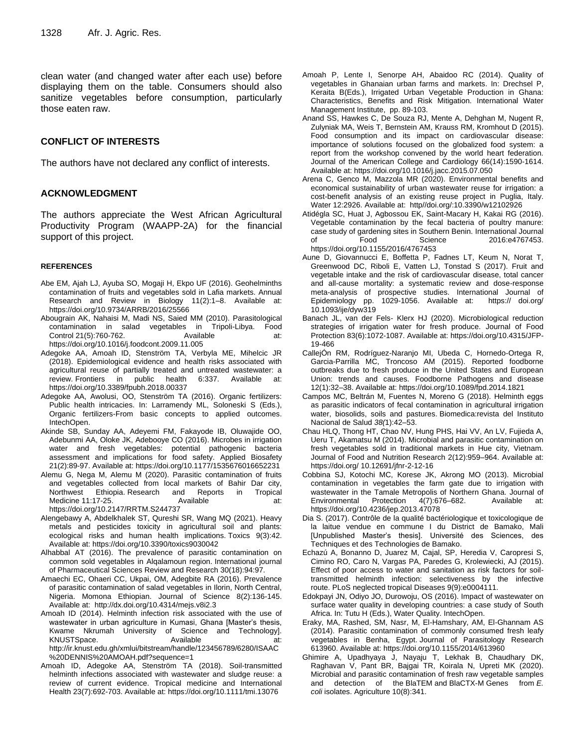clean water (and changed water after each use) before displaying them on the table. Consumers should also sanitize vegetables before consumption, particularly those eaten raw.

## CONFLICT OF INTERESTS

The authors have not declared any conflict of interests.

## ACKNOWLEDGMENT

The authors appreciate the West African Agricultural Productivity Program (WAAPP-2A) for the financial support of this project.

## REFERENCES

Abe EM, Ajah LJ, Ayuba SO, Mogaji H, Ekpo UF (2016). Geohelminths contamination of fruits and vegetables sold in Lafia markets. Annual Research and Review in Biology 11(2):1–8. Available at: https://doi.org/10.9734/ARRB/2016/25566

Abougrain AK, Nahaisi M, Madi NS, Saied MM (2010). Parasitological contamination in salad vegetables in Tripoli-Libya. Food Control 21(5):760-762. Available at: https://doi.org/10.1016/j.foodcont.2009.11.005

Adegoke AA, Amoah ID, Stenström TA, Verbyla ME, Mihelcic JR (2018). Epidemiological evidence and health risks associated with agricultural reuse of partially treated and untreated wastewater: a review. Frontiers in public health 6:337. Available at: https://doi.org/10.3389/fpubh.2018.00337

Adegoke AA, Awolusi, OO, Stenström TA (2016). Organic fertilizers: Public health intricacies. In: Larramendy ML, Soloneski S (Eds.), Organic fertilizers-From basic concepts to applied outcomes. IntechOpen.

Akinde SB, Sunday AA, Adeyemi FM, Fakayode IB, Oluwajide OO, Adebunmi AA, Oloke JK, Adebooye CO (2016). Microbes in irrigation water and fresh vegetables: potential pathogenic bacteria assessment and implications for food safety. Applied Biosafety 21(2):89-97. Available at: https://doi.org/10.1177/1535676016652231

Alemu G, Nega M, Alemu M (2020). Parasitic contamination of fruits and vegetables collected from local markets of Bahir Dar city, Northwest Ethiopia. Research and Reports in Tropical Medicine 11:17-25. Available at: https://doi.org/10.2147/RRTM.S244737

Alengebawy A, Abdelkhalek ST, Qureshi SR, Wang MQ (2021). Heavy metals and pesticides toxicity in agricultural soil and plants: ecological risks and human health implications. Toxics 9(3):42. Available at: https://doi.org/10.3390/toxics9030042

Alhabbal AT (2016). The prevalence of parasitic contamination on common sold vegetables in Alqalamoun region. International journal of Pharmaceutical Sciences Review and Research 30(18):94:97.

Amaechi EC, Ohaeri CC, Ukpai, OM, Adegbite RA (2016). Prevalence of parasitic contamination of salad vegetables in Ilorin, North Central, Nigeria. Momona Ethiopian. Journal of Science 8(2):136-145. Available at: http://dx.doi.org/10.4314/mejs.v8i2.3

Amoah ID (2014). Helminth infection risk associated with the use of wastewater in urban agriculture in Kumasi, Ghana [Master's thesis, Kwame Nkrumah University of Science and Technology]. KNUSTSpace. Available at: http://ir.knust.edu.gh/xmlui/bitstream/handle/123456789/6280/ISAAC%20DENNIS%20AMOAH.pdf?sequence=1

Amoah ID, Adegoke AA, Stenström TA (2018). Soil-transmitted helminth infections associated with wastewater and sludge reuse: a review of current evidence. Tropical medicine and International Health 23(7):692-703. Available at: https://doi.org/10.1111/tmi.13076

Amoah P, Lente I, Senorpe AH, Abaidoo RC (2014). Quality of vegetables in Ghanaian urban farms and markets. In: Drechsel P, Keraita B(Eds.), Irrigated Urban Vegetable Production in Ghana: Characteristics, Benefits and Risk Mitigation. International Water Management Institute, pp. 89-103.

Anand SS, Hawkes C, De Souza RJ, Mente A, Dehghan M, Nugent R, Zulyniak MA, Weis T, Bernstein AM, Krauss RM, Kromhout D (2015). Food consumption and its impact on cardiovascular disease: importance of solutions focused on the globalized food system: a report from the workshop convened by the world heart federation. Journal of the American College and Cardiology 66(14):1590-1614. Available at: https://doi.org/10.1016/j.jacc.2015.07.050

Arena C, Genco M, Mazzola MR (2020). Environmental benefits and economical sustainability of urban wastewater reuse for irrigation: a cost-benefit analysis of an existing reuse project in Puglia, Italy. Water 12:2926. Available at: http//doi.org/:10.3390/w12102926

Atidégla SC, Huat J, Agbossou EK, Saint-Macary H, Kakai RG (2016). Vegetable contamination by the fecal bacteria of poultry manure: case study of gardening sites in Southern Benin. International Journal of Food Science 2016:e4767453. https://doi.org/10.1155/2016/4767453

Aune D, Giovannucci E, Boffetta P, Fadnes LT, Keum N, Norat T, Greenwood DC, Riboli E, Vatten LJ, Tonstad S (2017). Fruit and vegetable intake and the risk of cardiovascular disease, total cancer and all-cause mortality: a systematic review and dose-response meta-analysis of prospective studies. International Journal of Epidemiology pp. 1029-1056. Available at: https:// doi.org/ 10.1093/ije/dyw319

Banach JL, van der Fels- Klerx HJ (2020). Microbiological reduction strategies of irrigation water for fresh produce. Journal of Food Protection 83(6):1072-1087. Available at: https://doi.org/10.4315/JFP-19-466

CallejÓn RM, Rodríguez-Naranjo MI, Ubeda C, Hornedo-Ortega R, Garcia-Parrilla MC, Troncoso AM (2015). Reported foodborne outbreaks due to fresh produce in the United States and European Union: trends and causes. Foodborne Pathogens and disease 12(1):32–38. Available at: https://doi.org/10.1089/fpd.2014.1821

Campos MC, Beltrán M, Fuentes N, Moreno G (2018). Helminth eggs as parasitic indicators of fecal contamination in agricultural irrigation water, biosolids, soils and pastures. Biomedica:revista del Instituto Nacional de Salud *38(*1):42–53.

Chau HLQ, Thong HT, Chao NV, Hung PHS, Hai VV, An LV, Fujieda A, Ueru T, Akamatsu M (2014). Microbial and parasitic contamination on fresh vegetables sold in traditional markets in Hue city, Vietnam. Journal of Food and Nutrition Research 2(12):959–964. Available at: https://doi.org/ 10.12691/jfnr-2-12-16

Cobbina SJ, Kotochi MC, Korese JK, Akrong MO (2013). Microbial contamination in vegetables the farm gate due to irrigation with wastewater in the Tamale Metropolis of Northern Ghana. Journal of Environmental Protection 4(7):676–682. Available at: https://doi.org/10.4236/jep.2013.47078

Dia S. (2017). Contrôle de la qualité bactériologique et toxicologique de la laitue vendue en commune I du District de Bamako, Mali [Unpublished Master's thesis]. Université des Sciences, des Techniques et des Technologies de Bamako.

Echazú A, Bonanno D, Juarez M, Cajal, SP, Heredia V, Caropresi S, Cimino RO, Caro N, Vargas PA, Paredes G, Krolewiecki, AJ (2015). Effect of poor access to water and sanitation as risk factors for soil-transmitted helminth infection: selectiveness by the infective route. PLoS neglected tropical Diseases 9(9):e0004111.

Edokpayi JN, Odiyo JO, Durowoju, OS (2016). Impact of wastewater on surface water quality in developing countries: a case study of South Africa. In: Tutu H (Eds.), Water Quality. IntechOpen.

Eraky, MA, Rashed, SM, Nasr, M, El-Hamshary, AM, El-Ghannam AS (2014). Parasitic contamination of commonly consumed fresh leafy vegetables in Benha, Egypt. Journal of Parasitology Research 613960. Available at: https://doi.org/10.1155/2014/613960

Ghimire A, Upadhyaya J, Nayaju T, Lekhak B, Chaudhary DK, Raghavan V, Pant BR, Bajgai TR, Koirala N, Upreti MK (2020). Microbial and parasitic contamination of fresh raw vegetable samples and detection of the BlaTEM and BlaCTX-M Genes from *E. coli* isolates. Agriculture 10(8):341.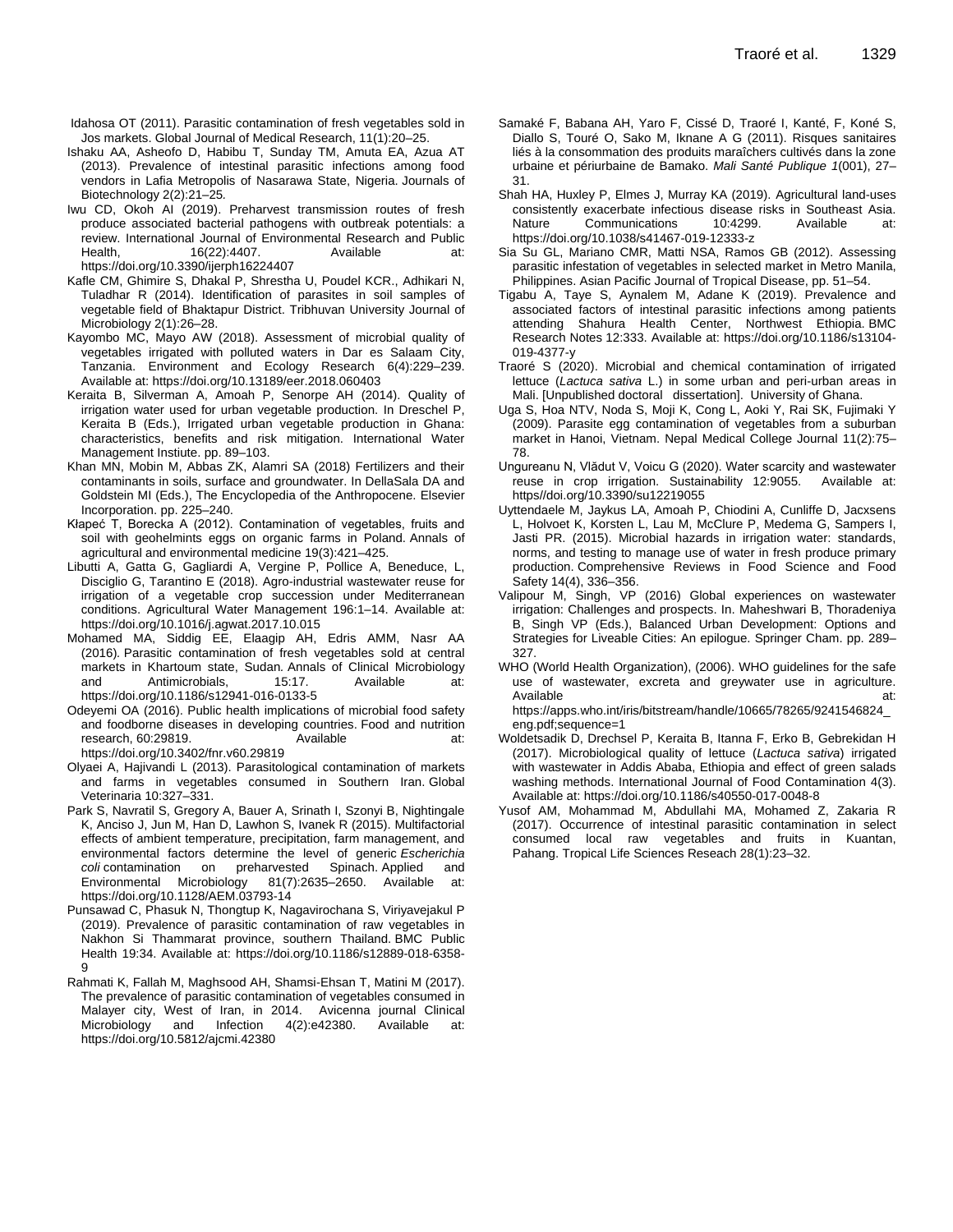Idahosa OT (2011). Parasitic contamination of fresh vegetables sold in Jos markets. Global Journal of Medical Research, 11(1):20–25.

Ishaku AA, Asheofo D, Habibu T, Sunday TM, Amuta EA, Azua AT (2013). Prevalence of intestinal parasitic infections among food vendors in Lafia Metropolis of Nasarawa State, Nigeria. Journals of Biotechnology 2(2):21–25.

Iwu CD, Okoh AI (2019). Preharvest transmission routes of fresh produce associated bacterial pathogens with outbreak potentials: a review. International Journal of Environmental Research and Public Health, 16(22):4407. Available at: https://doi.org/10.3390/ijerph16224407

Kafle CM, Ghimire S, Dhakal P, Shrestha U, Poudel KCR., Adhikari N, Tuladhar R (2014). Identification of parasites in soil samples of vegetable field of Bhaktapur District. Tribhuvan University Journal of Microbiology 2(1):26–28.

Kayombo MC, Mayo AW (2018). Assessment of microbial quality of vegetables irrigated with polluted waters in Dar es Salaam City, Tanzania. Environment and Ecology Research 6(4):229–239. Available at: https://doi.org/10.13189/eer.2018.060403

Keraita B, Silverman A, Amoah P, Senorpe AH (2014). Quality of irrigation water used for urban vegetable production. In Dreschel P, Keraita B (Eds.), Irrigated urban vegetable production in Ghana: characteristics, benefits and risk mitigation. International Water Management Instiute. pp. 89–103.

Khan MN, Mobin M, Abbas ZK, Alamri SA (2018) Fertilizers and their contaminants in soils, surface and groundwater. In DellaSala DA and Goldstein MI (Eds.), The Encyclopedia of the Anthropocene. Elsevier Incorporation. pp. 225–240.

Kłapeć T, Borecka A (2012). Contamination of vegetables, fruits and soil with geohelmints eggs on organic farms in Poland. Annals of agricultural and environmental medicine 19(3):421–425.

Libutti A, Gatta G, Gagliardi A, Vergine P, Pollice A, Beneduce, L, Disciglio G, Tarantino E (2018). Agro-industrial wastewater reuse for irrigation of a vegetable crop succession under Mediterranean conditions. Agricultural Water Management 196:1–14. Available at: https://doi.org/10.1016/j.agwat.2017.10.015

Mohamed MA, Siddig EE, Elaagip AH, Edris AMM, Nasr AA (2016). Parasitic contamination of fresh vegetables sold at central markets in Khartoum state, Sudan. Annals of Clinical Microbiology and Antimicrobials, 15:17. Available at: https://doi.org/10.1186/s12941-016-0133-5

Odeyemi OA (2016). Public health implications of microbial food safety and foodborne diseases in developing countries. Food and nutrition research, 60:29819. Available at: https://doi.org/10.3402/fnr.v60.29819

Olyaei A, Hajivandi L (2013). Parasitological contamination of markets and farms in vegetables consumed in Southern Iran. Global Veterinaria 10:327–331.

Park S, Navratil S, Gregory A, Bauer A, Srinath I, Szonyi B, Nightingale K, Anciso J, Jun M, Han D, Lawhon S, Ivanek R (2015). Multifactorial effects of ambient temperature, precipitation, farm management, and environmental factors determine the level of generic *Escherichia coli* contamination on preharvested Spinach. Applied and Environmental Microbiology 81(7):2635–2650. Available at: https://doi.org/10.1128/AEM.03793-14

Punsawad C, Phasuk N, Thongtup K, Nagavirochana S, Viriyavejakul P (2019). Prevalence of parasitic contamination of raw vegetables in Nakhon Si Thammarat province, southern Thailand. BMC Public Health 19:34. Available at: https://doi.org/10.1186/s12889-018-6358-9

Rahmati K, Fallah M, Maghsood AH, Shamsi-Ehsan T, Matini M (2017). The prevalence of parasitic contamination of vegetables consumed in Malayer city, West of Iran, in 2014. Avicenna journal Clinical Microbiology and Infection 4(2):e42380. Available at: https://doi.org/10.5812/ajcmi.42380

Samaké F, Babana AH, Yaro F, Cissé D, Traoré I, Kanté, F, Koné S, Diallo S, Touré O, Sako M, Iknane A G (2011). Risques sanitaires liés à la consommation des produits maraîchers cultivés dans la zone urbaine et périurbaine de Bamako. *Mali Santé Publique 1*(001), 27–31.

Shah HA, Huxley P, Elmes J, Murray KA (2019). Agricultural land-uses consistently exacerbate infectious disease risks in Southeast Asia. Nature Communications 10:4299. Available at: https://doi.org/10.1038/s41467-019-12333-z

Sia Su GL, Mariano CMR, Matti NSA, Ramos GB (2012). Assessing parasitic infestation of vegetables in selected market in Metro Manila, Philippines. Asian Pacific Journal of Tropical Disease, pp. 51–54.

Tigabu A, Taye S, Aynalem M, Adane K (2019). Prevalence and associated factors of intestinal parasitic infections among patients attending Shahura Health Center, Northwest Ethiopia. BMC Research Notes 12:333. Available at: https://doi.org/10.1186/s13104-019-4377-y

Traoré S (2020). Microbial and chemical contamination of irrigated lettuce (*Lactuca sativa* L.) in some urban and peri-urban areas in Mali. [Unpublished doctoral dissertation]. University of Ghana.

Uga S, Hoa NTV, Noda S, Moji K, Cong L, Aoki Y, Rai SK, Fujimaki Y (2009). Parasite egg contamination of vegetables from a suburban market in Hanoi, Vietnam. Nepal Medical College Journal 11(2):75–78.

Ungureanu N, Vlădut V, Voicu G (2020). Water scarcity and wastewater reuse in crop irrigation. Sustainability 12:9055. Available at: https//doi.org/10.3390/su12219055

Uyttendaele M, Jaykus LA, Amoah P, Chiodini A, Cunliffe D, Jacxsens L, Holvoet K, Korsten L, Lau M, McClure P, Medema G, Sampers I, Jasti PR. (2015). Microbial hazards in irrigation water: standards, norms, and testing to manage use of water in fresh produce primary production. Comprehensive Reviews in Food Science and Food Safety 14(4), 336–356.

Valipour M, Singh, VP (2016) Global experiences on wastewater irrigation: Challenges and prospects. In. Maheshwari B, Thoradeniya B, Singh VP (Eds.), Balanced Urban Development: Options and Strategies for Liveable Cities: An epilogue. Springer Cham. pp. 289–327.

WHO (World Health Organization), (2006). WHO guidelines for the safe use of wastewater, excreta and greywater use in agriculture. Available at: https://apps.who.int/iris/bitstream/handle/10665/78265/9241546824_eng.pdf;sequence=1

Woldetsadik D, Drechsel P, Keraita B, Itanna F, Erko B, Gebrekidan H (2017). Microbiological quality of lettuce (*Lactuca sativa*) irrigated with wastewater in Addis Ababa, Ethiopia and effect of green salads washing methods. International Journal of Food Contamination 4(3). Available at: https://doi.org/10.1186/s40550-017-0048-8

Yusof AM, Mohammad M, Abdullahi MA, Mohamed Z, Zakaria R (2017). Occurrence of intestinal parasitic contamination in select consumed local raw vegetables and fruits in Kuantan, Pahang. Tropical Life Sciences Reseach 28(1):23–32.